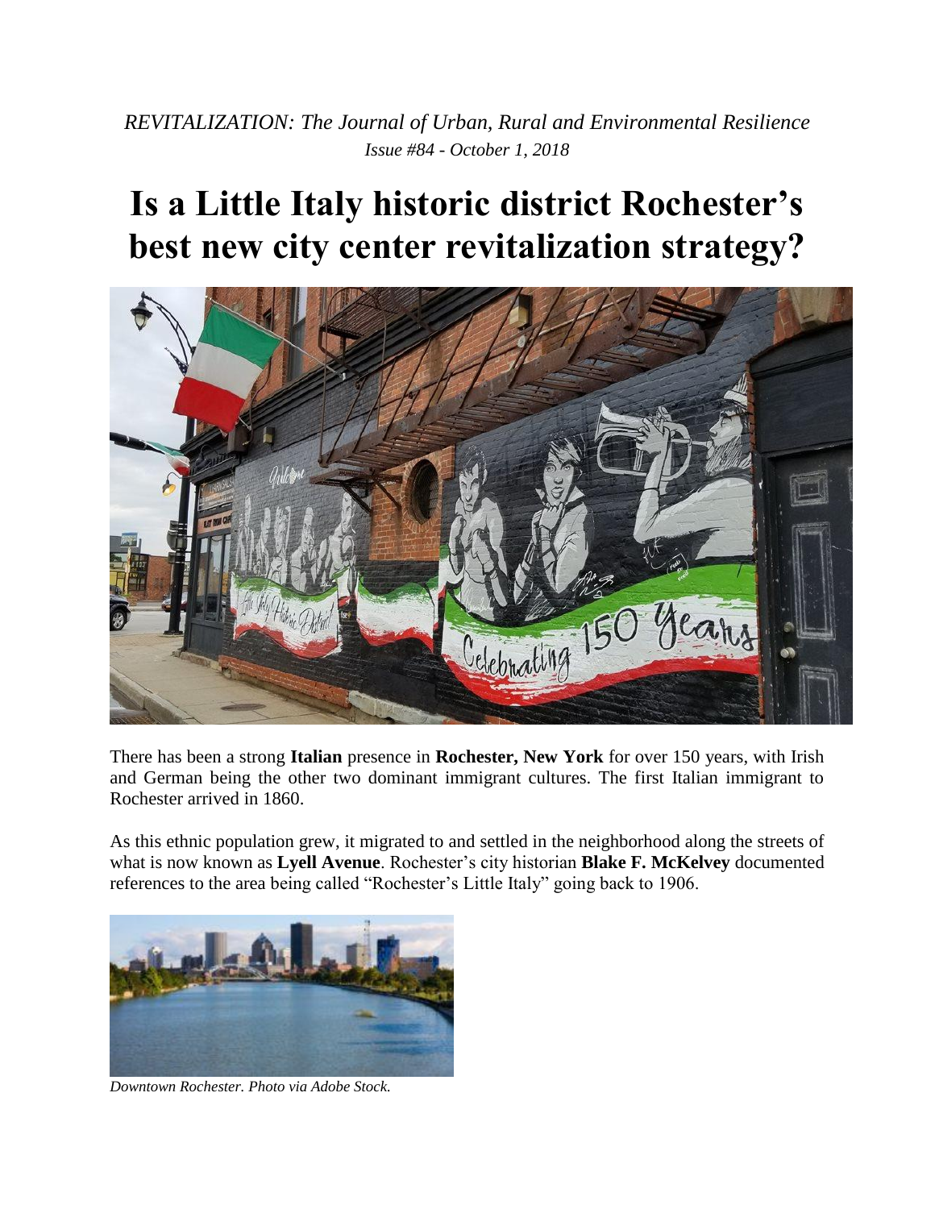*REVITALIZATION: The Journal of Urban, Rural and Environmental Resilience*
*Issue #84 - October 1, 2018*

# Is a Little Italy historic district Rochester's best new city center revitalization strategy?

There has been a strong **Italian** presence in **Rochester, New York** for over 150 years, with Irish and German being the other two dominant immigrant cultures. The first Italian immigrant to Rochester arrived in 1860.

As this ethnic population grew, it migrated to and settled in the neighborhood along the streets of what is now known as **Lyell Avenue**. Rochester's city historian **Blake F. McKelvey** documented references to the area being called "Rochester's Little Italy" going back to 1906.

*Downtown Rochester. Photo via Adobe Stock.*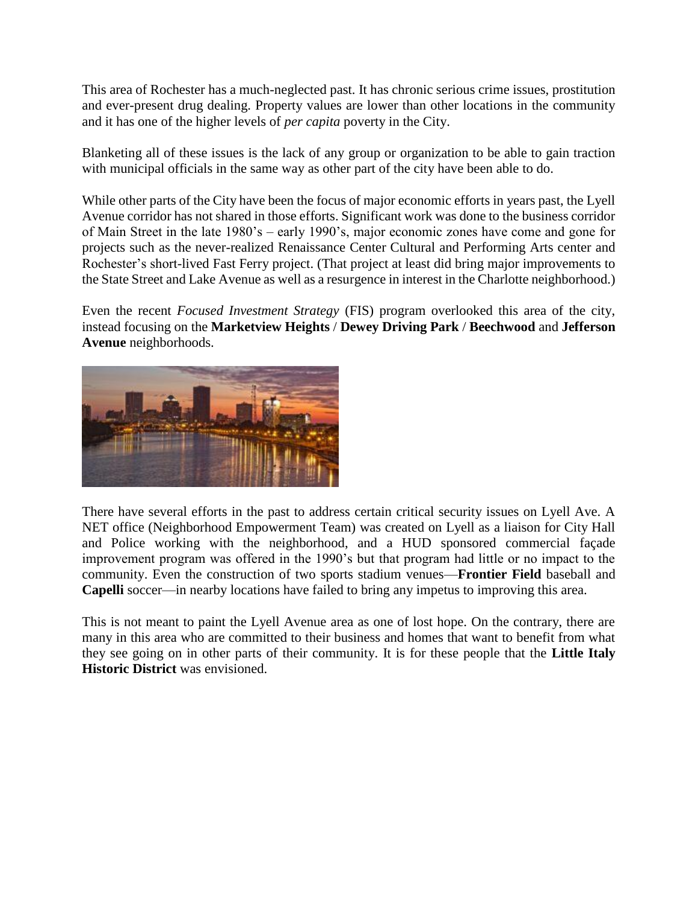This area of Rochester has a much-neglected past. It has chronic serious crime issues, prostitution and ever-present drug dealing. Property values are lower than other locations in the community and it has one of the higher levels of *per capita* poverty in the City.

Blanketing all of these issues is the lack of any group or organization to be able to gain traction with municipal officials in the same way as other part of the city have been able to do.

While other parts of the City have been the focus of major economic efforts in years past, the Lyell Avenue corridor has not shared in those efforts. Significant work was done to the business corridor of Main Street in the late 1980's – early 1990's, major economic zones have come and gone for projects such as the never-realized Renaissance Center Cultural and Performing Arts center and Rochester's short-lived Fast Ferry project. (That project at least did bring major improvements to the State Street and Lake Avenue as well as a resurgence in interest in the Charlotte neighborhood.)

Even the recent *Focused Investment Strategy* (FIS) program overlooked this area of the city, instead focusing on the **Marketview Heights** / **Dewey Driving Park** / **Beechwood** and **Jefferson Avenue** neighborhoods.

There have several efforts in the past to address certain critical security issues on Lyell Ave. A NET office (Neighborhood Empowerment Team) was created on Lyell as a liaison for City Hall and Police working with the neighborhood, and a HUD sponsored commercial façade improvement program was offered in the 1990's but that program had little or no impact to the community. Even the construction of two sports stadium venues—**Frontier Field** baseball and **Capelli** soccer—in nearby locations have failed to bring any impetus to improving this area.

This is not meant to paint the Lyell Avenue area as one of lost hope. On the contrary, there are many in this area who are committed to their business and homes that want to benefit from what they see going on in other parts of their community. It is for these people that the **Little Italy Historic District** was envisioned.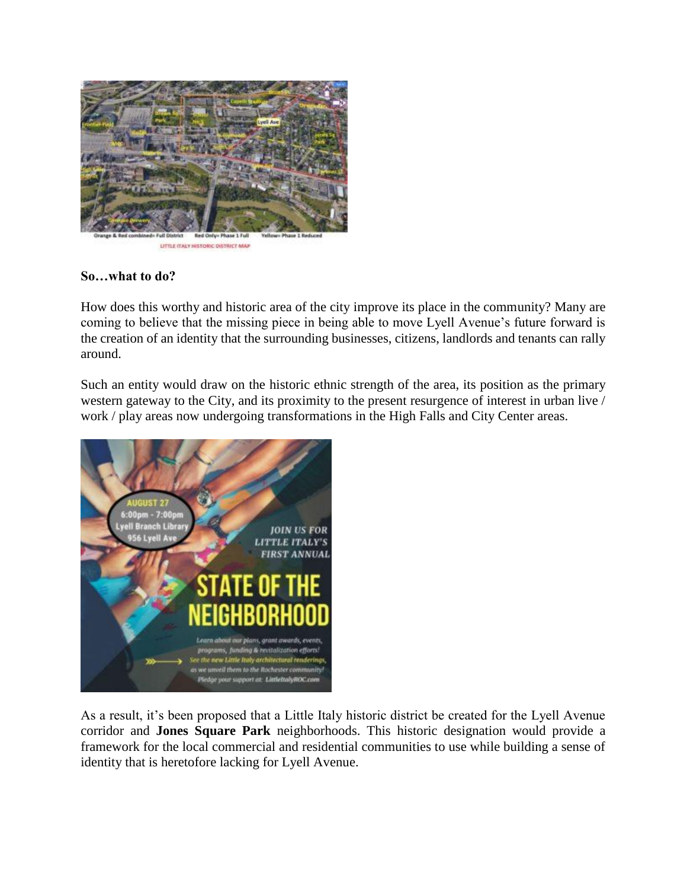**So…what to do?**

How does this worthy and historic area of the city improve its place in the community? Many are coming to believe that the missing piece in being able to move Lyell Avenue's future forward is the creation of an identity that the surrounding businesses, citizens, landlords and tenants can rally around.

Such an entity would draw on the historic ethnic strength of the area, its position as the primary western gateway to the City, and its proximity to the present resurgence of interest in urban live / work / play areas now undergoing transformations in the High Falls and City Center areas.

As a result, it's been proposed that a Little Italy historic district be created for the Lyell Avenue corridor and **Jones Square Park** neighborhoods. This historic designation would provide a framework for the local commercial and residential communities to use while building a sense of identity that is heretofore lacking for Lyell Avenue.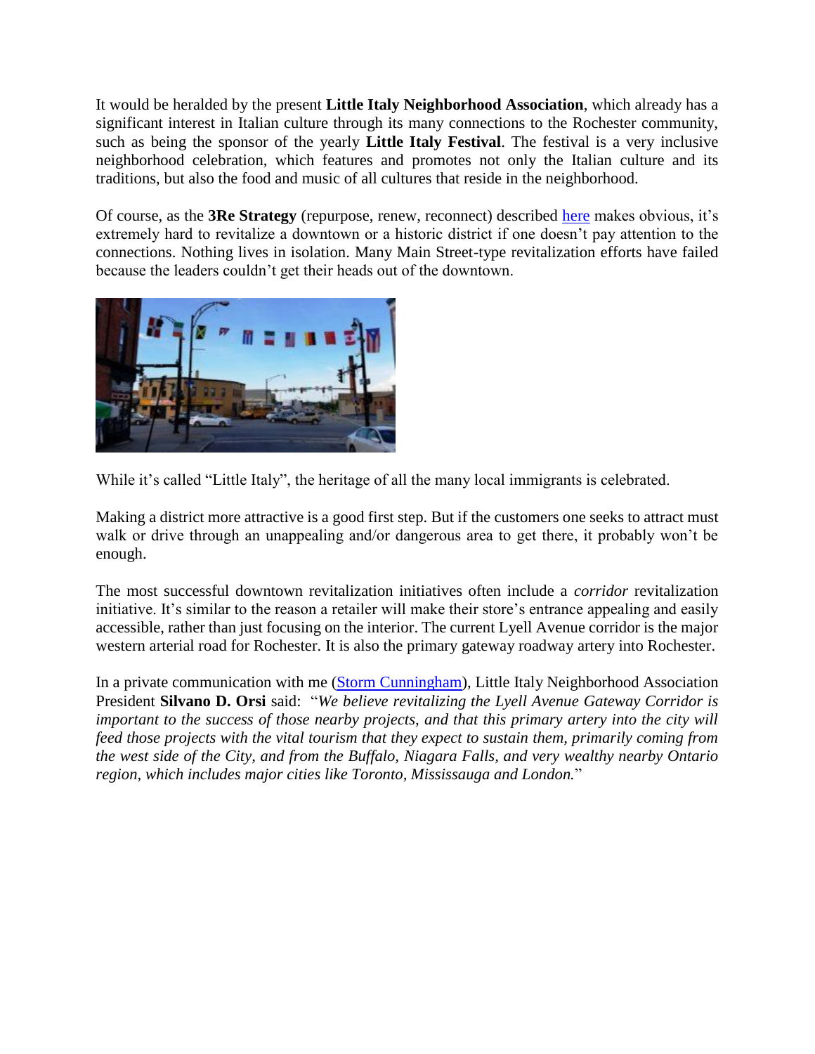It would be heralded by the present **Little Italy Neighborhood Association**, which already has a significant interest in Italian culture through its many connections to the Rochester community, such as being the sponsor of the yearly **Little Italy Festival**. The festival is a very inclusive neighborhood celebration, which features and promotes not only the Italian culture and its traditions, but also the food and music of all cultures that reside in the neighborhood.

Of course, as the **3Re Strategy** (repurpose, renew, reconnect) described here makes obvious, it's extremely hard to revitalize a downtown or a historic district if one doesn't pay attention to the connections. Nothing lives in isolation. Many Main Street-type revitalization efforts have failed because the leaders couldn't get their heads out of the downtown.

While it's called "Little Italy", the heritage of all the many local immigrants is celebrated.

Making a district more attractive is a good first step. But if the customers one seeks to attract must walk or drive through an unappealing and/or dangerous area to get there, it probably won't be enough.

The most successful downtown revitalization initiatives often include a *corridor* revitalization initiative. It's similar to the reason a retailer will make their store's entrance appealing and easily accessible, rather than just focusing on the interior. The current Lyell Avenue corridor is the major western arterial road for Rochester. It is also the primary gateway roadway artery into Rochester.

In a private communication with me (Storm Cunningham), Little Italy Neighborhood Association President **Silvano D. Orsi** said: "*We believe revitalizing the Lyell Avenue Gateway Corridor is important to the success of those nearby projects, and that this primary artery into the city will feed those projects with the vital tourism that they expect to sustain them, primarily coming from the west side of the City, and from the Buffalo, Niagara Falls, and very wealthy nearby Ontario region, which includes major cities like Toronto, Mississauga and London.*"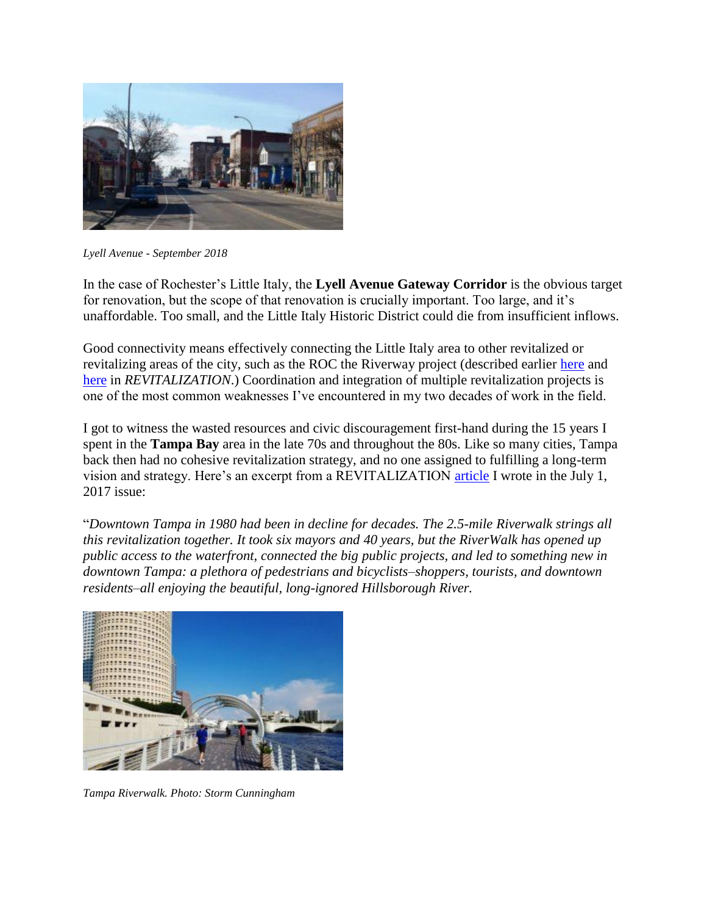*Lyell Avenue - September 2018*

In the case of Rochester's Little Italy, the **Lyell Avenue Gateway Corridor** is the obvious target for renovation, but the scope of that renovation is crucially important. Too large, and it's unaffordable. Too small, and the Little Italy Historic District could die from insufficient inflows.

Good connectivity means effectively connecting the Little Italy area to other revitalized or revitalizing areas of the city, such as the ROC the Riverway project (described earlier here and here in *REVITALIZATION*.) Coordination and integration of multiple revitalization projects is one of the most common weaknesses I've encountered in my two decades of work in the field.

I got to witness the wasted resources and civic discouragement first-hand during the 15 years I spent in the **Tampa Bay** area in the late 70s and throughout the 80s. Like so many cities, Tampa back then had no cohesive revitalization strategy, and no one assigned to fulfilling a long-term vision and strategy. Here's an excerpt from a REVITALIZATION article I wrote in the July 1, 2017 issue:

"*Downtown Tampa in 1980 had been in decline for decades. The 2.5-mile Riverwalk strings all this revitalization together. It took six mayors and 40 years, but the RiverWalk has opened up public access to the waterfront, connected the big public projects, and led to something new in downtown Tampa: a plethora of pedestrians and bicyclists–shoppers, tourists, and downtown residents–all enjoying the beautiful, long-ignored Hillsborough River.*

*Tampa Riverwalk. Photo: Storm Cunningham*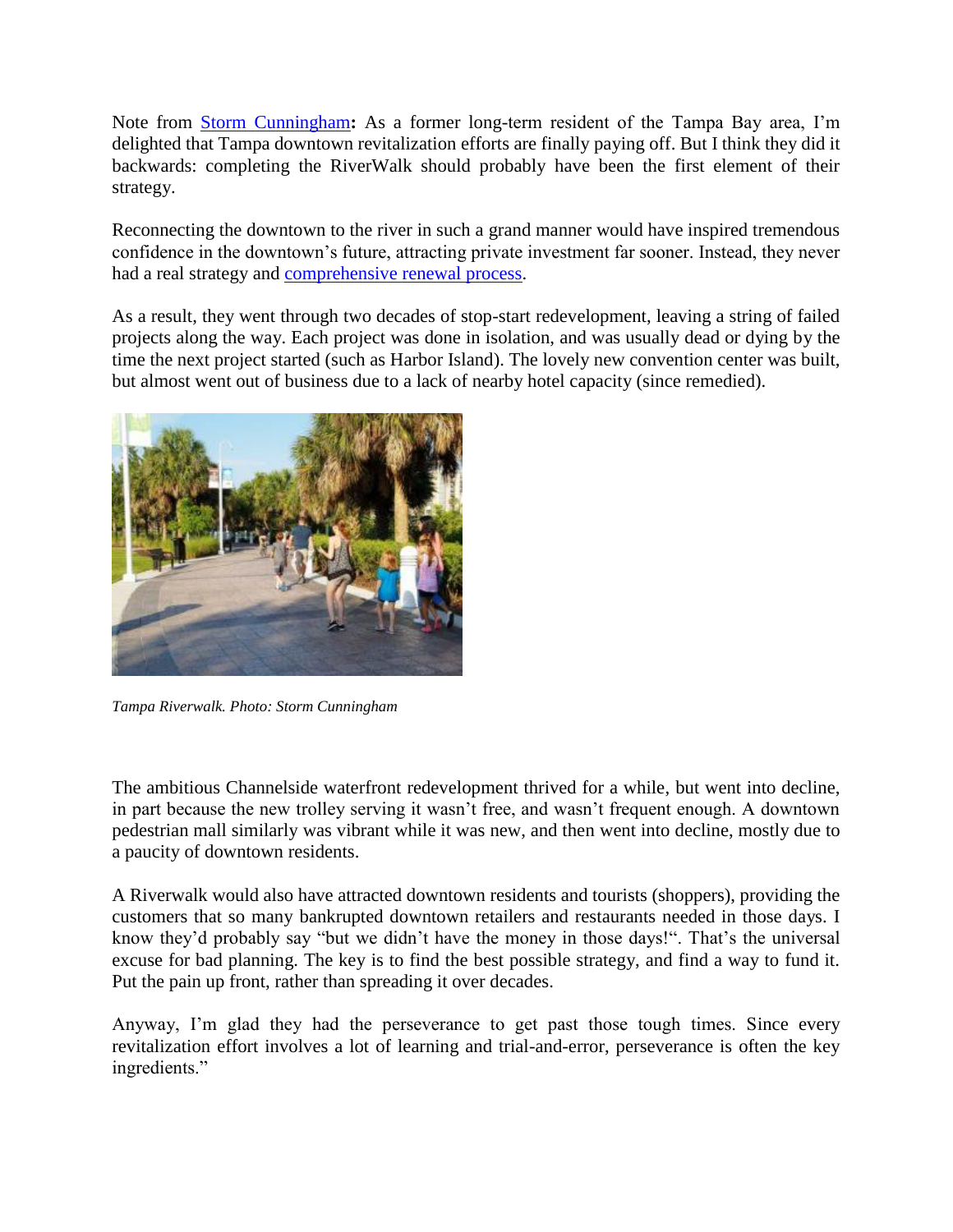Note from [Storm Cunningham](#)**:** As a former long-term resident of the Tampa Bay area, I'm delighted that Tampa downtown revitalization efforts are finally paying off. But I think they did it backwards: completing the RiverWalk should probably have been the first element of their strategy.

Reconnecting the downtown to the river in such a grand manner would have inspired tremendous confidence in the downtown's future, attracting private investment far sooner. Instead, they never had a real strategy and [comprehensive renewal process](#).

As a result, they went through two decades of stop-start redevelopment, leaving a string of failed projects along the way. Each project was done in isolation, and was usually dead or dying by the time the next project started (such as Harbor Island). The lovely new convention center was built, but almost went out of business due to a lack of nearby hotel capacity (since remedied).

*Tampa Riverwalk. Photo: Storm Cunningham*

The ambitious Channelside waterfront redevelopment thrived for a while, but went into decline, in part because the new trolley serving it wasn't free, and wasn't frequent enough. A downtown pedestrian mall similarly was vibrant while it was new, and then went into decline, mostly due to a paucity of downtown residents.

A Riverwalk would also have attracted downtown residents and tourists (shoppers), providing the customers that so many bankrupted downtown retailers and restaurants needed in those days. I know they'd probably say "but we didn't have the money in those days!". That's the universal excuse for bad planning. The key is to find the best possible strategy, and find a way to fund it. Put the pain up front, rather than spreading it over decades.

Anyway, I'm glad they had the perseverance to get past those tough times. Since every revitalization effort involves a lot of learning and trial-and-error, perseverance is often the key ingredients."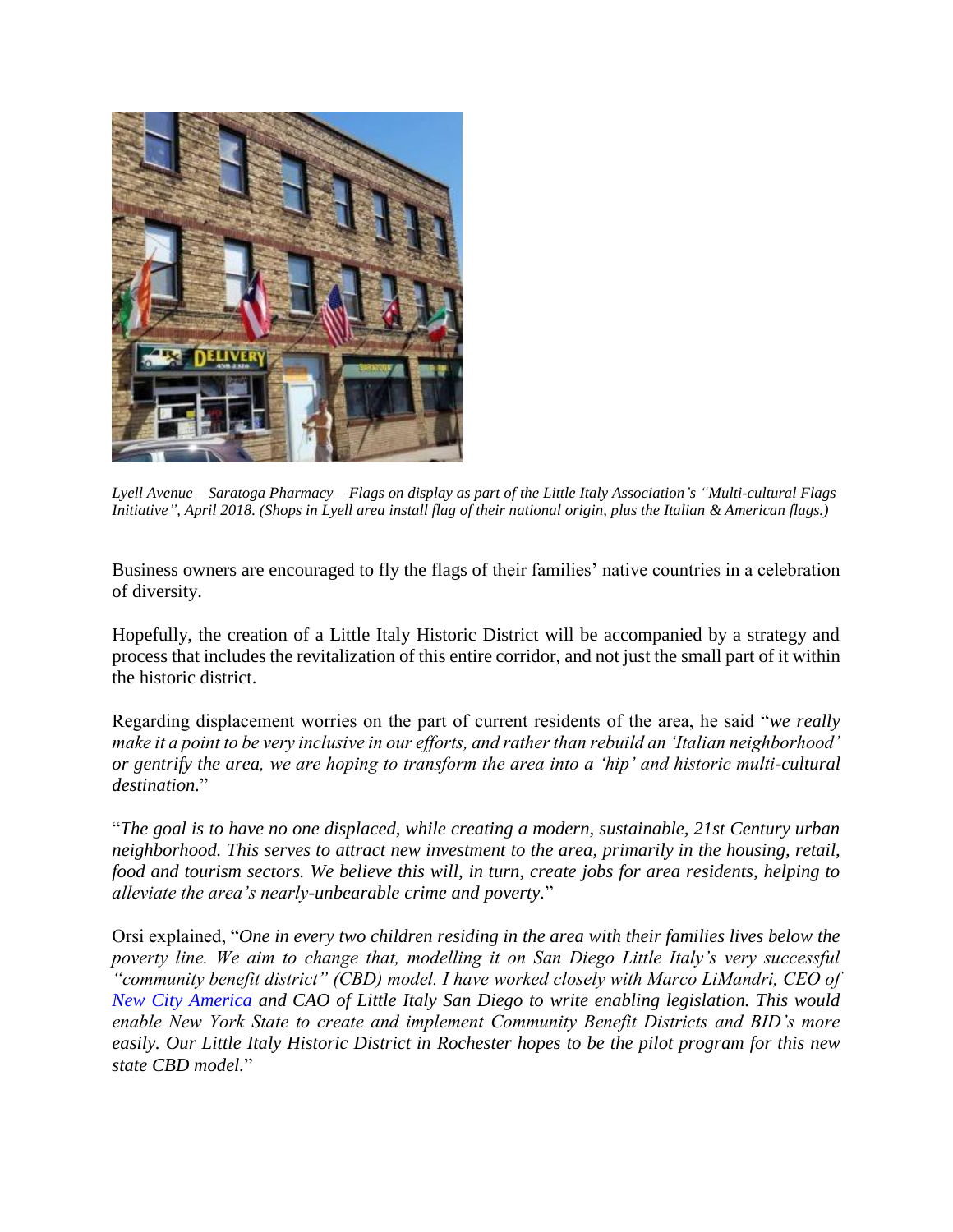*Lyell Avenue – Saratoga Pharmacy – Flags on display as part of the Little Italy Association's "Multi-cultural Flags Initiative", April 2018. (Shops in Lyell area install flag of their national origin, plus the Italian & American flags.)*

Business owners are encouraged to fly the flags of their families' native countries in a celebration of diversity.

Hopefully, the creation of a Little Italy Historic District will be accompanied by a strategy and process that includes the revitalization of this entire corridor, and not just the small part of it within the historic district.

Regarding displacement worries on the part of current residents of the area, he said "*we really make it a point to be very inclusive in our efforts, and rather than rebuild an 'Italian neighborhood' or gentrify the area, we are hoping to transform the area into a 'hip' and historic multi-cultural destination.*"

"*The goal is to have no one displaced, while creating a modern, sustainable, 21st Century urban neighborhood. This serves to attract new investment to the area, primarily in the housing, retail, food and tourism sectors. We believe this will, in turn, create jobs for area residents, helping to alleviate the area's nearly-unbearable crime and poverty.*"

Orsi explained, "*One in every two children residing in the area with their families lives below the poverty line. We aim to change that, modelling it on San Diego Little Italy's very successful "community benefit district" (CBD) model. I have worked closely with Marco LiMandri, CEO of [New City America] and CAO of Little Italy San Diego to write enabling legislation. This would enable New York State to create and implement Community Benefit Districts and BID's more easily. Our Little Italy Historic District in Rochester hopes to be the pilot program for this new state CBD model.*"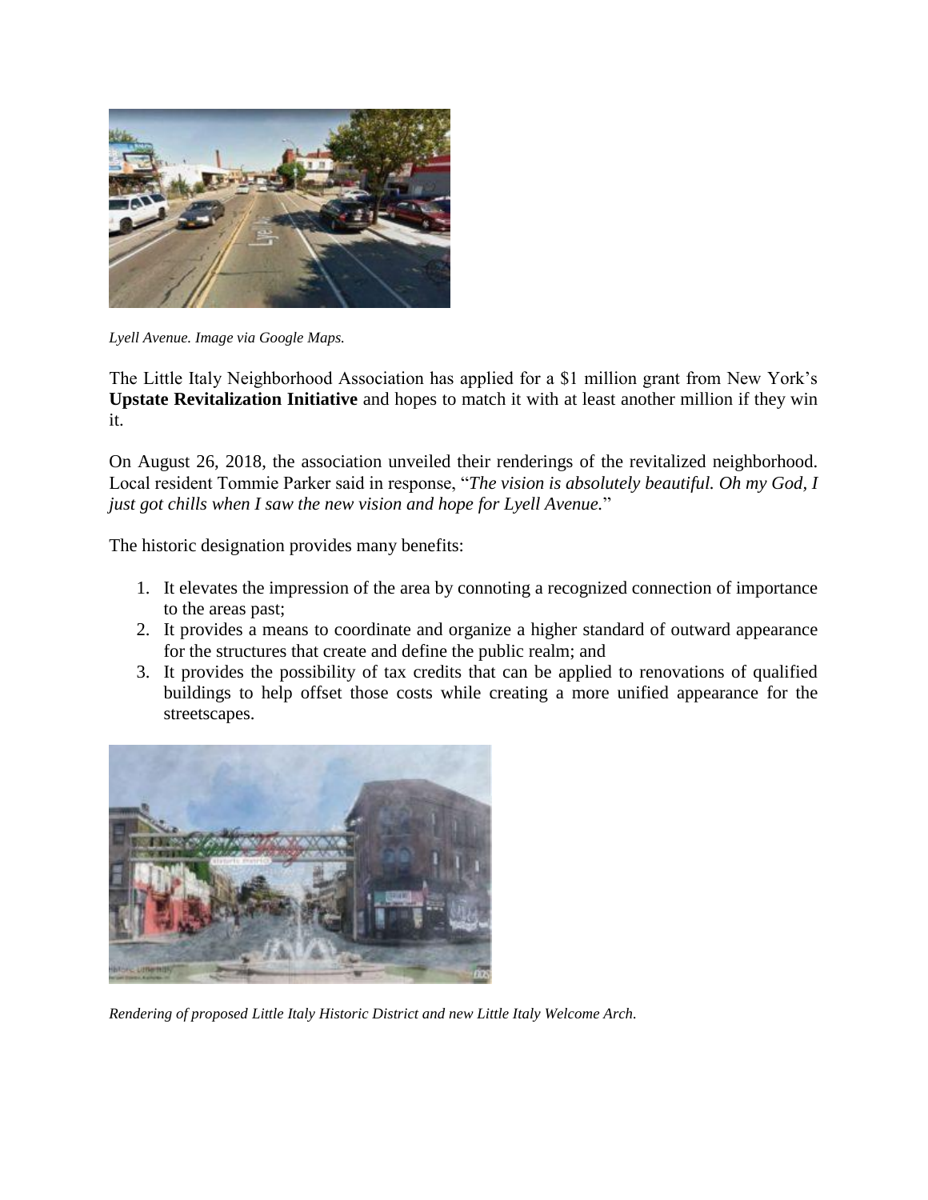*Lyell Avenue. Image via Google Maps.*

The Little Italy Neighborhood Association has applied for a $1 million grant from New York's **Upstate Revitalization Initiative** and hopes to match it with at least another million if they win it.

On August 26, 2018, the association unveiled their renderings of the revitalized neighborhood. Local resident Tommie Parker said in response, "*The vision is absolutely beautiful. Oh my God, I just got chills when I saw the new vision and hope for Lyell Avenue.*"

The historic designation provides many benefits:

1. It elevates the impression of the area by connoting a recognized connection of importance to the areas past;
2. It provides a means to coordinate and organize a higher standard of outward appearance for the structures that create and define the public realm; and
3. It provides the possibility of tax credits that can be applied to renovations of qualified buildings to help offset those costs while creating a more unified appearance for the streetscapes.

*Rendering of proposed Little Italy Historic District and new Little Italy Welcome Arch.*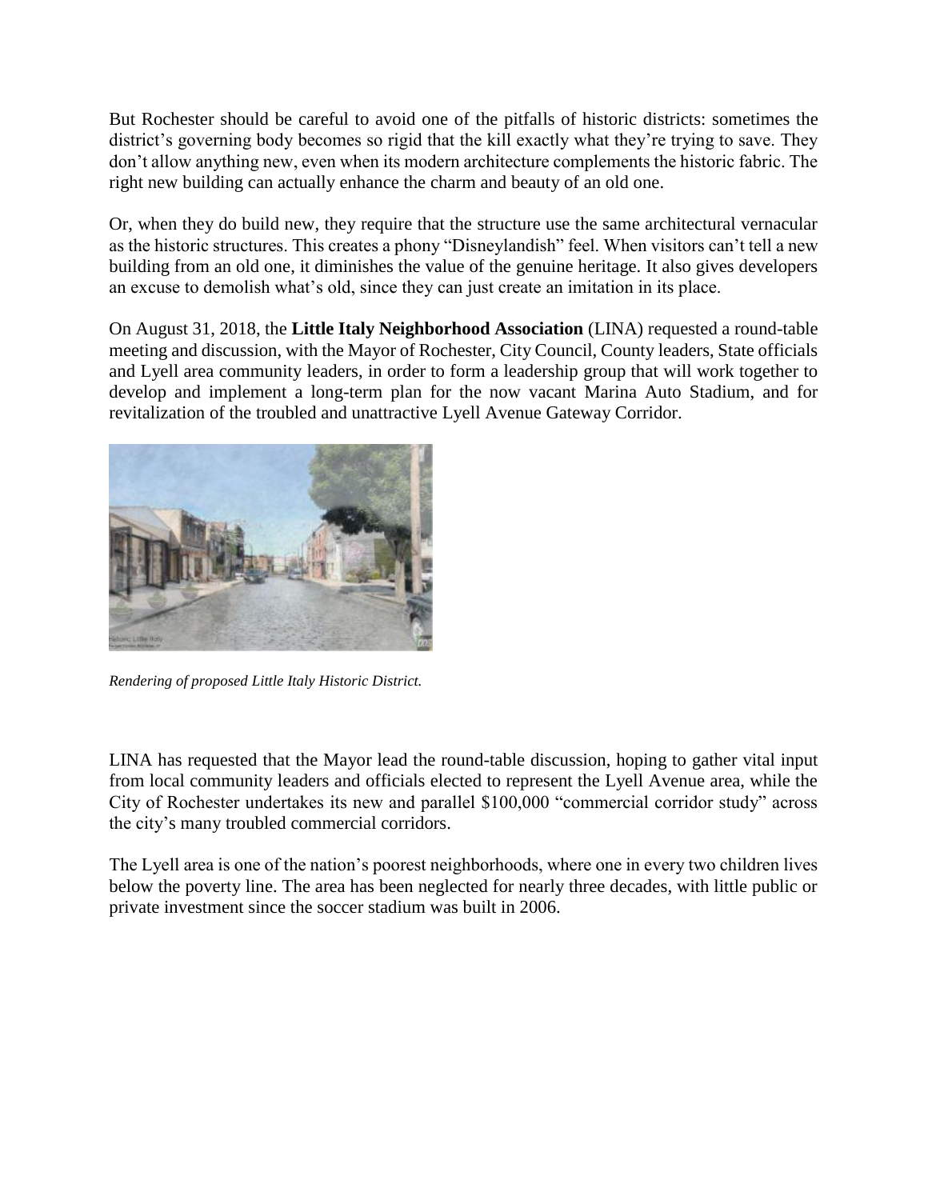But Rochester should be careful to avoid one of the pitfalls of historic districts: sometimes the district's governing body becomes so rigid that the kill exactly what they're trying to save. They don't allow anything new, even when its modern architecture complements the historic fabric. The right new building can actually enhance the charm and beauty of an old one.

Or, when they do build new, they require that the structure use the same architectural vernacular as the historic structures. This creates a phony "Disneylandish" feel. When visitors can't tell a new building from an old one, it diminishes the value of the genuine heritage. It also gives developers an excuse to demolish what's old, since they can just create an imitation in its place.

On August 31, 2018, the **Little Italy Neighborhood Association** (LINA) requested a round-table meeting and discussion, with the Mayor of Rochester, City Council, County leaders, State officials and Lyell area community leaders, in order to form a leadership group that will work together to develop and implement a long-term plan for the now vacant Marina Auto Stadium, and for revitalization of the troubled and unattractive Lyell Avenue Gateway Corridor.

*Rendering of proposed Little Italy Historic District.*

LINA has requested that the Mayor lead the round-table discussion, hoping to gather vital input from local community leaders and officials elected to represent the Lyell Avenue area, while the City of Rochester undertakes its new and parallel $100,000 "commercial corridor study" across the city's many troubled commercial corridors.

The Lyell area is one of the nation's poorest neighborhoods, where one in every two children lives below the poverty line. The area has been neglected for nearly three decades, with little public or private investment since the soccer stadium was built in 2006.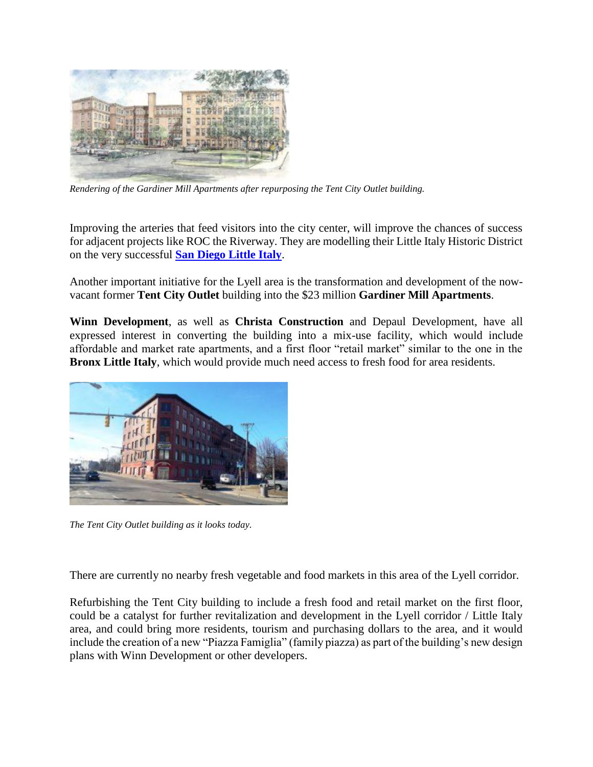*Rendering of the Gardiner Mill Apartments after repurposing the Tent City Outlet building.*

Improving the arteries that feed visitors into the city center, will improve the chances of success for adjacent projects like ROC the Riverway. They are modelling their Little Italy Historic District on the very successful **San Diego Little Italy**.

Another important initiative for the Lyell area is the transformation and development of the now-vacant former **Tent City Outlet** building into the $23 million **Gardiner Mill Apartments**.

**Winn Development**, as well as **Christa Construction** and Depaul Development, have all expressed interest in converting the building into a mix-use facility, which would include affordable and market rate apartments, and a first floor "retail market" similar to the one in the **Bronx Little Italy**, which would provide much need access to fresh food for area residents.

*The Tent City Outlet building as it looks today.*

There are currently no nearby fresh vegetable and food markets in this area of the Lyell corridor.

Refurbishing the Tent City building to include a fresh food and retail market on the first floor, could be a catalyst for further revitalization and development in the Lyell corridor / Little Italy area, and could bring more residents, tourism and purchasing dollars to the area, and it would include the creation of a new "Piazza Famiglia" (family piazza) as part of the building's new design plans with Winn Development or other developers.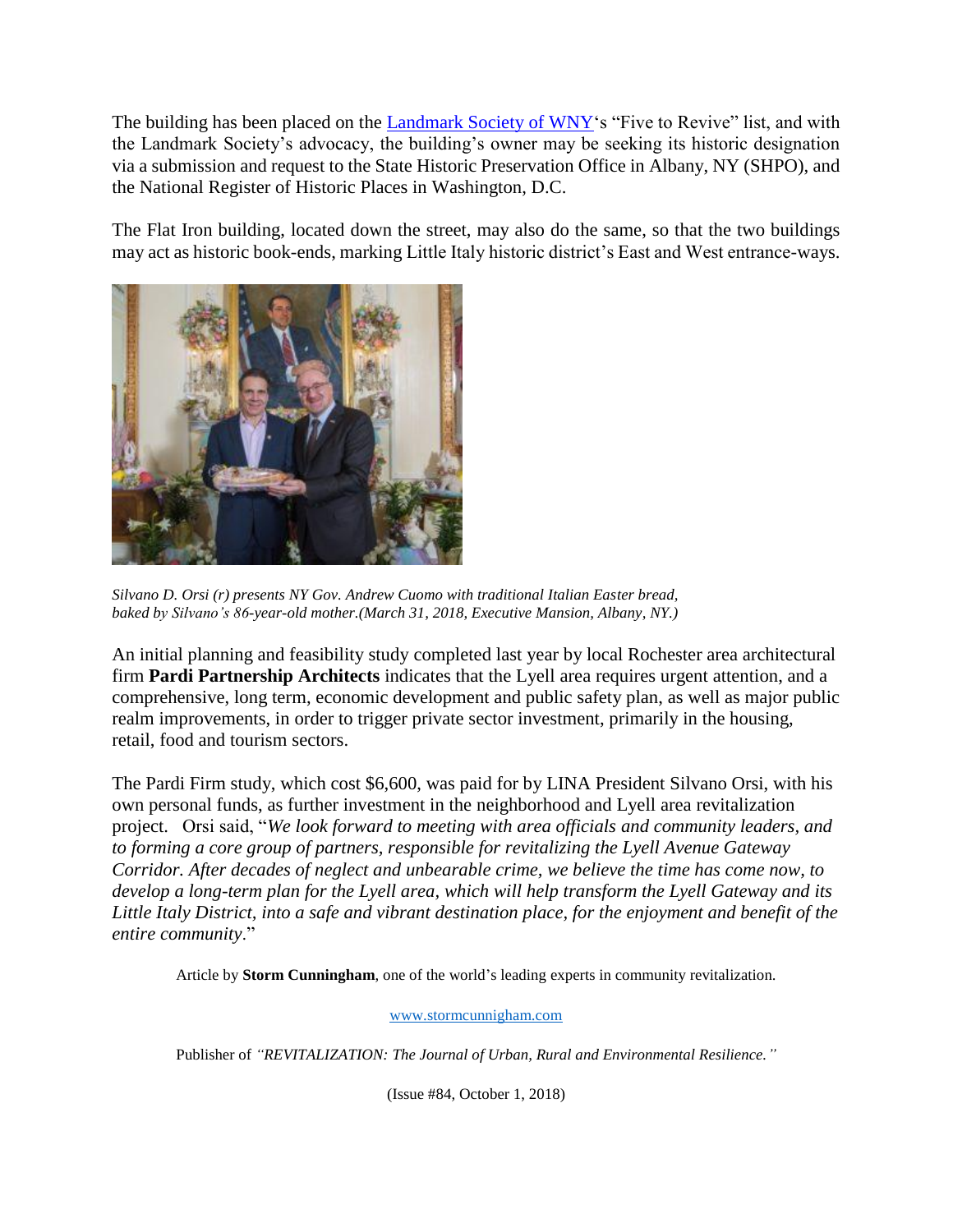The building has been placed on the Landmark Society of WNY's "Five to Revive" list, and with the Landmark Society's advocacy, the building's owner may be seeking its historic designation via a submission and request to the State Historic Preservation Office in Albany, NY (SHPO), and the National Register of Historic Places in Washington, D.C.

The Flat Iron building, located down the street, may also do the same, so that the two buildings may act as historic book-ends, marking Little Italy historic district's East and West entrance-ways.

*Silvano D. Orsi (r) presents NY Gov. Andrew Cuomo with traditional Italian Easter bread, baked by Silvano's 86-year-old mother.(March 31, 2018, Executive Mansion, Albany, NY.)*

An initial planning and feasibility study completed last year by local Rochester area architectural firm **Pardi Partnership Architects** indicates that the Lyell area requires urgent attention, and a comprehensive, long term, economic development and public safety plan, as well as major public realm improvements, in order to trigger private sector investment, primarily in the housing, retail, food and tourism sectors.

The Pardi Firm study, which cost $6,600, was paid for by LINA President Silvano Orsi, with his own personal funds, as further investment in the neighborhood and Lyell area revitalization project. Orsi said, "*We look forward to meeting with area officials and community leaders, and to forming a core group of partners, responsible for revitalizing the Lyell Avenue Gateway Corridor. After decades of neglect and unbearable crime, we believe the time has come now, to develop a long-term plan for the Lyell area, which will help transform the Lyell Gateway and its Little Italy District, into a safe and vibrant destination place, for the enjoyment and benefit of the entire community*."

Article by **Storm Cunningham**, one of the world's leading experts in community revitalization.

www.stormcunnigham.com

Publisher of *"REVITALIZATION: The Journal of Urban, Rural and Environmental Resilience."*

(Issue #84, October 1, 2018)